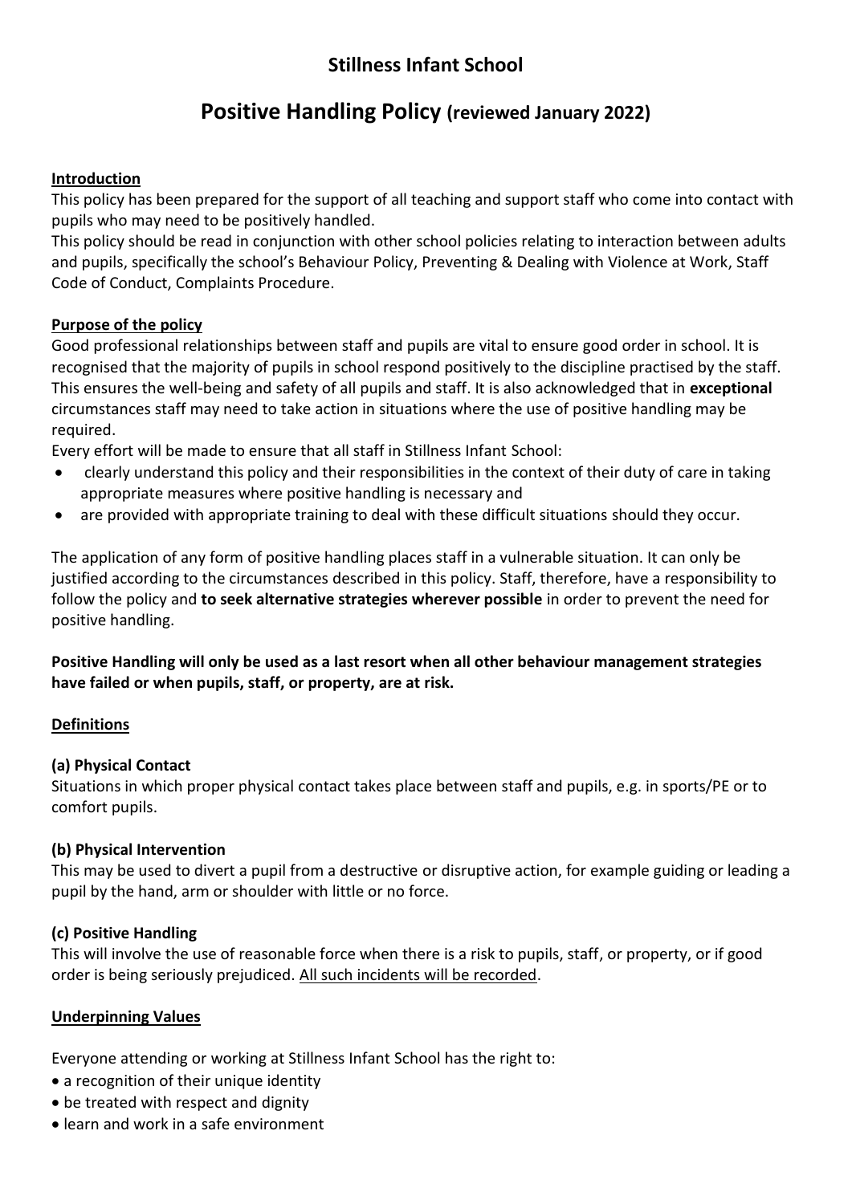# Stillness Infant School

## Positive Handling Policy (reviewed January 2022)

**Introduction**

This policy has been prepared for the support of all teaching and support staff who come into contact with pupils who may need to be positively handled.

This policy should be read in conjunction with other school policies relating to interaction between adults and pupils, specifically the school's Behaviour Policy, Preventing & Dealing with Violence at Work, Staff Code of Conduct, Complaints Procedure.

**Purpose of the policy**

Good professional relationships between staff and pupils are vital to ensure good order in school. It is recognised that the majority of pupils in school respond positively to the discipline practised by the staff. This ensures the well-being and safety of all pupils and staff. It is also acknowledged that in **exceptional** circumstances staff may need to take action in situations where the use of positive handling may be required.

Every effort will be made to ensure that all staff in Stillness Infant School:

- clearly understand this policy and their responsibilities in the context of their duty of care in taking appropriate measures where positive handling is necessary and
- are provided with appropriate training to deal with these difficult situations should they occur.

The application of any form of positive handling places staff in a vulnerable situation. It can only be justified according to the circumstances described in this policy. Staff, therefore, have a responsibility to follow the policy and **to seek alternative strategies wherever possible** in order to prevent the need for positive handling.

**Positive Handling will only be used as a last resort when all other behaviour management strategies have failed or when pupils, staff, or property, are at risk.**

**Definitions**

**(a) Physical Contact**

Situations in which proper physical contact takes place between staff and pupils, e.g. in sports/PE or to comfort pupils.

**(b) Physical Intervention**

This may be used to divert a pupil from a destructive or disruptive action, for example guiding or leading a pupil by the hand, arm or shoulder with little or no force.

**(c) Positive Handling**

This will involve the use of reasonable force when there is a risk to pupils, staff, or property, or if good order is being seriously prejudiced. All such incidents will be recorded.

**Underpinning Values**

Everyone attending or working at Stillness Infant School has the right to:

- a recognition of their unique identity
- be treated with respect and dignity
- learn and work in a safe environment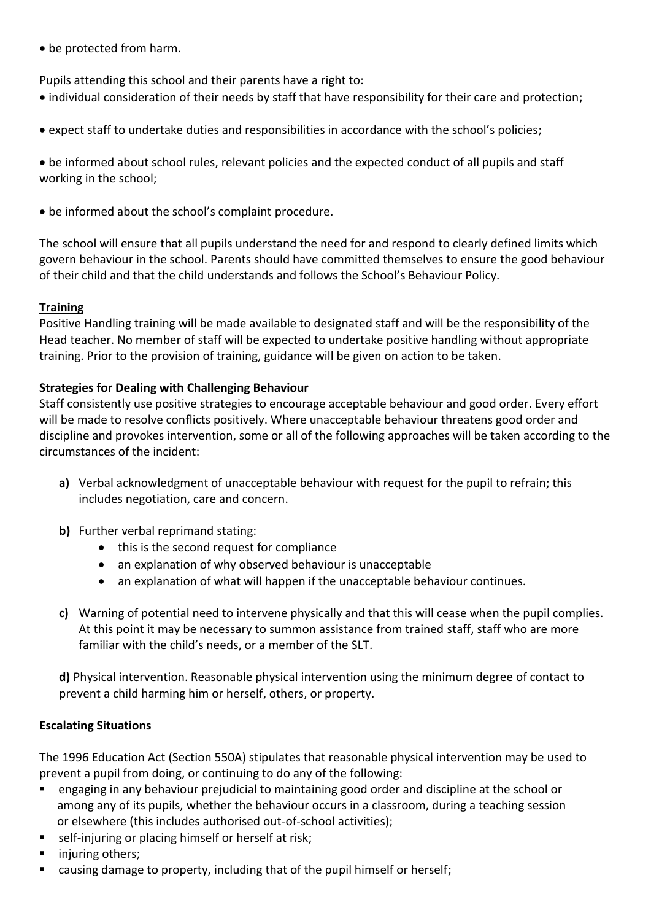- be protected from harm.

Pupils attending this school and their parents have a right to:

- individual consideration of their needs by staff that have responsibility for their care and protection;
- expect staff to undertake duties and responsibilities in accordance with the school's policies;
- be informed about school rules, relevant policies and the expected conduct of all pupils and staff working in the school;
- be informed about the school's complaint procedure.

The school will ensure that all pupils understand the need for and respond to clearly defined limits which govern behaviour in the school. Parents should have committed themselves to ensure the good behaviour of their child and that the child understands and follows the School's Behaviour Policy.

**Training**

Positive Handling training will be made available to designated staff and will be the responsibility of the Head teacher. No member of staff will be expected to undertake positive handling without appropriate training. Prior to the provision of training, guidance will be given on action to be taken.

**Strategies for Dealing with Challenging Behaviour**

Staff consistently use positive strategies to encourage acceptable behaviour and good order. Every effort will be made to resolve conflicts positively. Where unacceptable behaviour threatens good order and discipline and provokes intervention, some or all of the following approaches will be taken according to the circumstances of the incident:

**a)** Verbal acknowledgment of unacceptable behaviour with request for the pupil to refrain; this includes negotiation, care and concern.

**b)** Further verbal reprimand stating:

- this is the second request for compliance
- an explanation of why observed behaviour is unacceptable
- an explanation of what will happen if the unacceptable behaviour continues.

**c)** Warning of potential need to intervene physically and that this will cease when the pupil complies. At this point it may be necessary to summon assistance from trained staff, staff who are more familiar with the child's needs, or a member of the SLT.

**d)** Physical intervention. Reasonable physical intervention using the minimum degree of contact to prevent a child harming him or herself, others, or property.

**Escalating Situations**

The 1996 Education Act (Section 550A) stipulates that reasonable physical intervention may be used to prevent a pupil from doing, or continuing to do any of the following:

- engaging in any behaviour prejudicial to maintaining good order and discipline at the school or among any of its pupils, whether the behaviour occurs in a classroom, during a teaching session or elsewhere (this includes authorised out-of-school activities);
- self-injuring or placing himself or herself at risk;
- injuring others;
- causing damage to property, including that of the pupil himself or herself;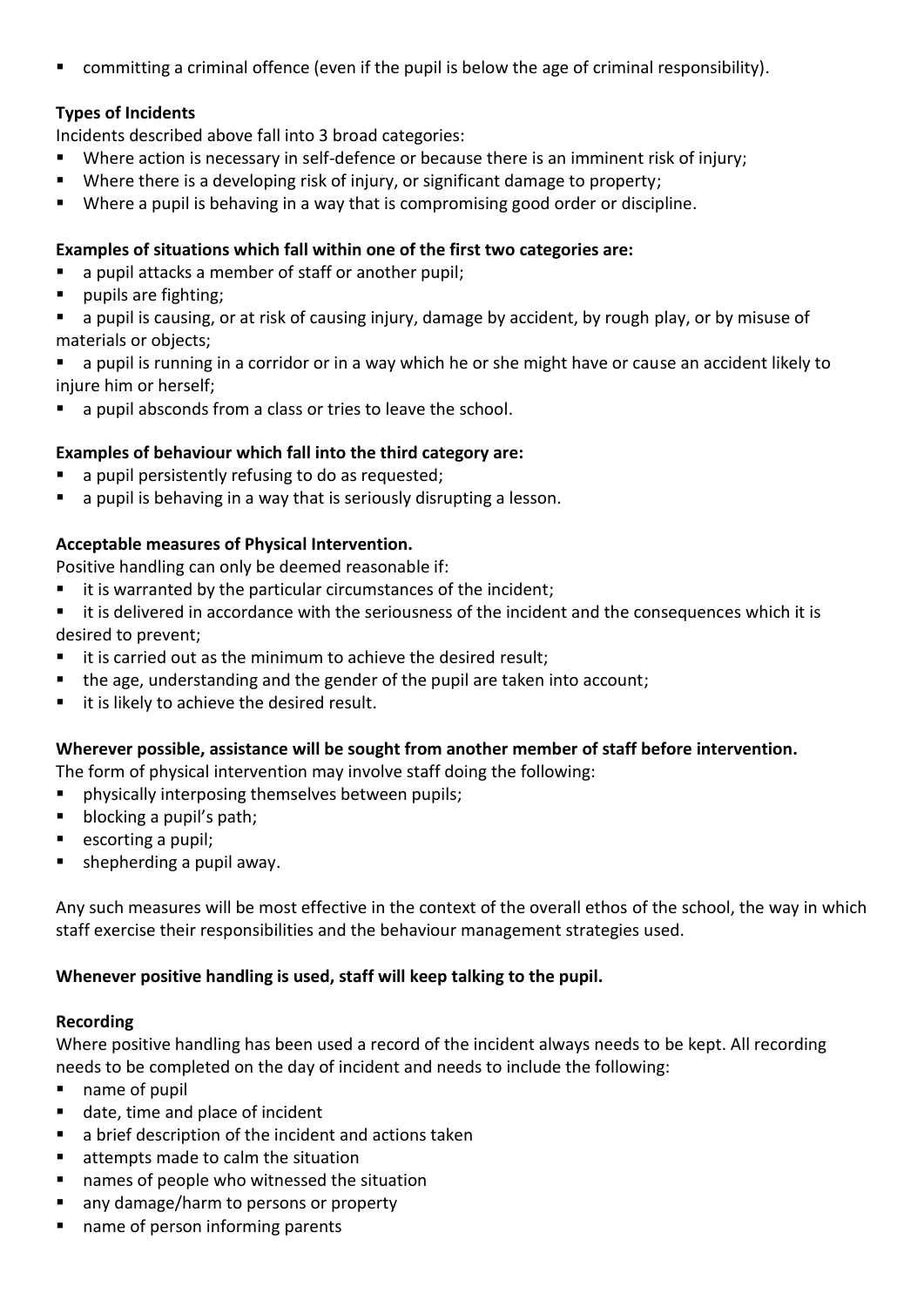- committing a criminal offence (even if the pupil is below the age of criminal responsibility).

**Types of Incidents**

Incidents described above fall into 3 broad categories:

- Where action is necessary in self-defence or because there is an imminent risk of injury;
- Where there is a developing risk of injury, or significant damage to property;
- Where a pupil is behaving in a way that is compromising good order or discipline.

**Examples of situations which fall within one of the first two categories are:**

- a pupil attacks a member of staff or another pupil;
- pupils are fighting;
- a pupil is causing, or at risk of causing injury, damage by accident, by rough play, or by misuse of materials or objects;
- a pupil is running in a corridor or in a way which he or she might have or cause an accident likely to injure him or herself;
- a pupil absconds from a class or tries to leave the school.

**Examples of behaviour which fall into the third category are:**

- a pupil persistently refusing to do as requested;
- a pupil is behaving in a way that is seriously disrupting a lesson.

**Acceptable measures of Physical Intervention.**

Positive handling can only be deemed reasonable if:

- it is warranted by the particular circumstances of the incident;
- it is delivered in accordance with the seriousness of the incident and the consequences which it is desired to prevent;
- it is carried out as the minimum to achieve the desired result;
- the age, understanding and the gender of the pupil are taken into account;
- it is likely to achieve the desired result.

**Wherever possible, assistance will be sought from another member of staff before intervention.**

The form of physical intervention may involve staff doing the following:

- physically interposing themselves between pupils;
- blocking a pupil's path;
- escorting a pupil;
- shepherding a pupil away.

Any such measures will be most effective in the context of the overall ethos of the school, the way in which staff exercise their responsibilities and the behaviour management strategies used.

**Whenever positive handling is used, staff will keep talking to the pupil.**

**Recording**

Where positive handling has been used a record of the incident always needs to be kept. All recording needs to be completed on the day of incident and needs to include the following:

- name of pupil
- date, time and place of incident
- a brief description of the incident and actions taken
- attempts made to calm the situation
- names of people who witnessed the situation
- any damage/harm to persons or property
- name of person informing parents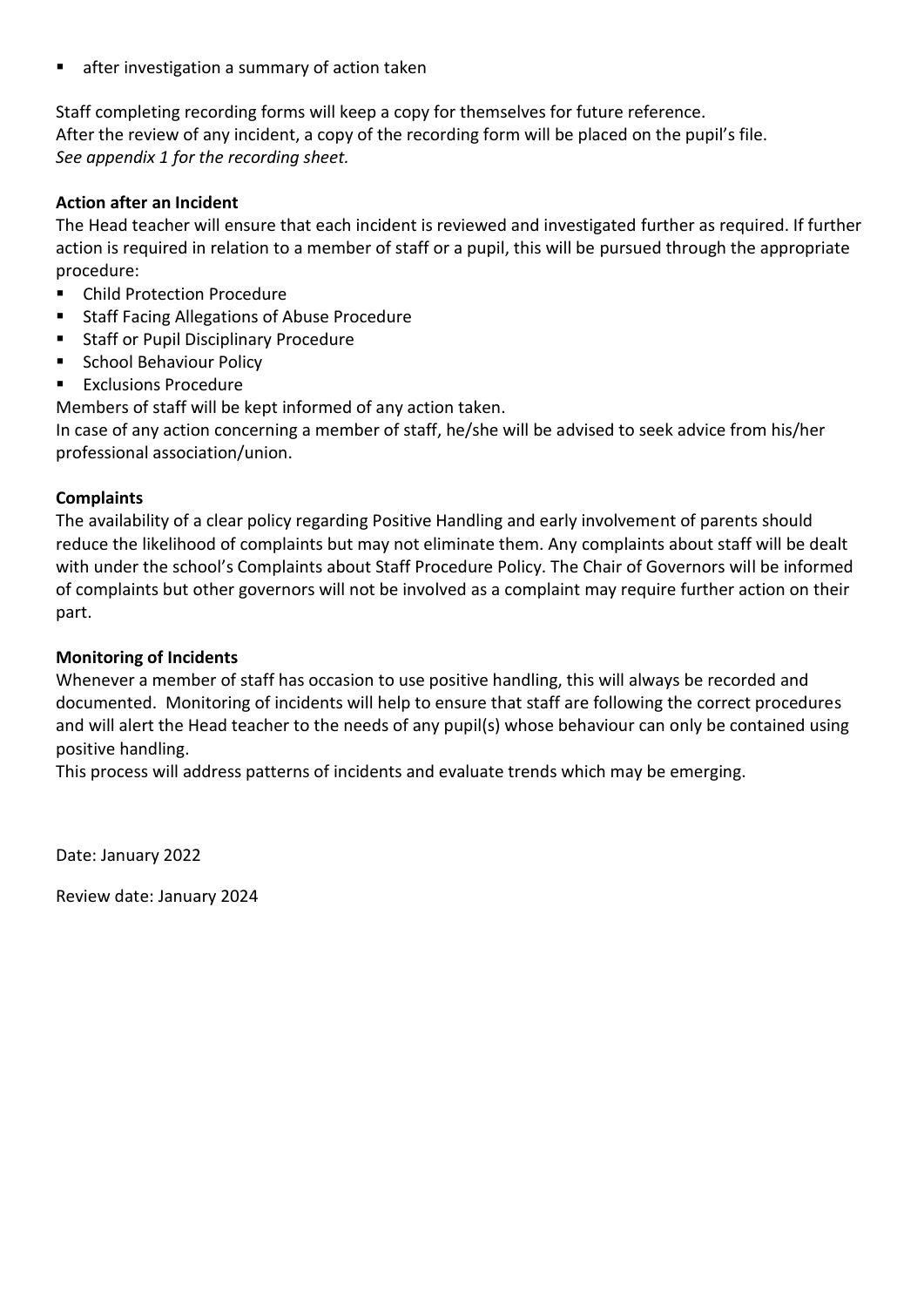- after investigation a summary of action taken

Staff completing recording forms will keep a copy for themselves for future reference.
After the review of any incident, a copy of the recording form will be placed on the pupil's file.
*See appendix 1 for the recording sheet.*

**Action after an Incident**

The Head teacher will ensure that each incident is reviewed and investigated further as required. If further action is required in relation to a member of staff or a pupil, this will be pursued through the appropriate procedure:

- Child Protection Procedure
- Staff Facing Allegations of Abuse Procedure
- Staff or Pupil Disciplinary Procedure
- School Behaviour Policy
- Exclusions Procedure

Members of staff will be kept informed of any action taken.
In case of any action concerning a member of staff, he/she will be advised to seek advice from his/her professional association/union.

**Complaints**

The availability of a clear policy regarding Positive Handling and early involvement of parents should reduce the likelihood of complaints but may not eliminate them. Any complaints about staff will be dealt with under the school's Complaints about Staff Procedure Policy. The Chair of Governors will be informed of complaints but other governors will not be involved as a complaint may require further action on their part.

**Monitoring of Incidents**

Whenever a member of staff has occasion to use positive handling, this will always be recorded and documented. Monitoring of incidents will help to ensure that staff are following the correct procedures and will alert the Head teacher to the needs of any pupil(s) whose behaviour can only be contained using positive handling.
This process will address patterns of incidents and evaluate trends which may be emerging.

Date: January 2022

Review date: January 2024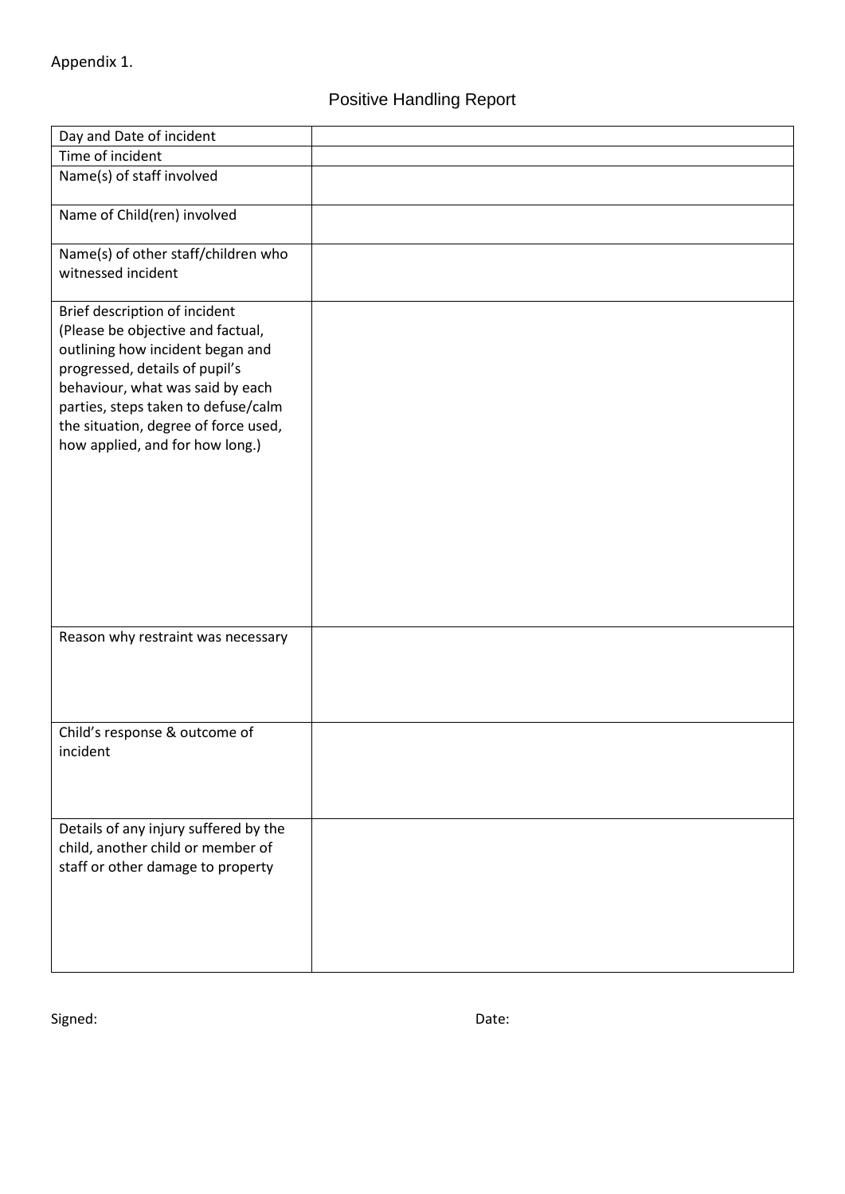Appendix 1.

# Positive Handling Report

| | |
|---|---|
| Day and Date of incident | |
| Time of incident | |
| Name(s) of staff involved | |
| Name of Child(ren) involved | |
| Name(s) of other staff/children who witnessed incident | |
| Brief description of incident (Please be objective and factual, outlining how incident began and progressed, details of pupil's behaviour, what was said by each parties, steps taken to defuse/calm the situation, degree of force used, how applied, and for how long.) | |
| Reason why restraint was necessary | |
| Child's response & outcome of incident | |
| Details of any injury suffered by the child, another child or member of staff or other damage to property | |

Signed: Date: